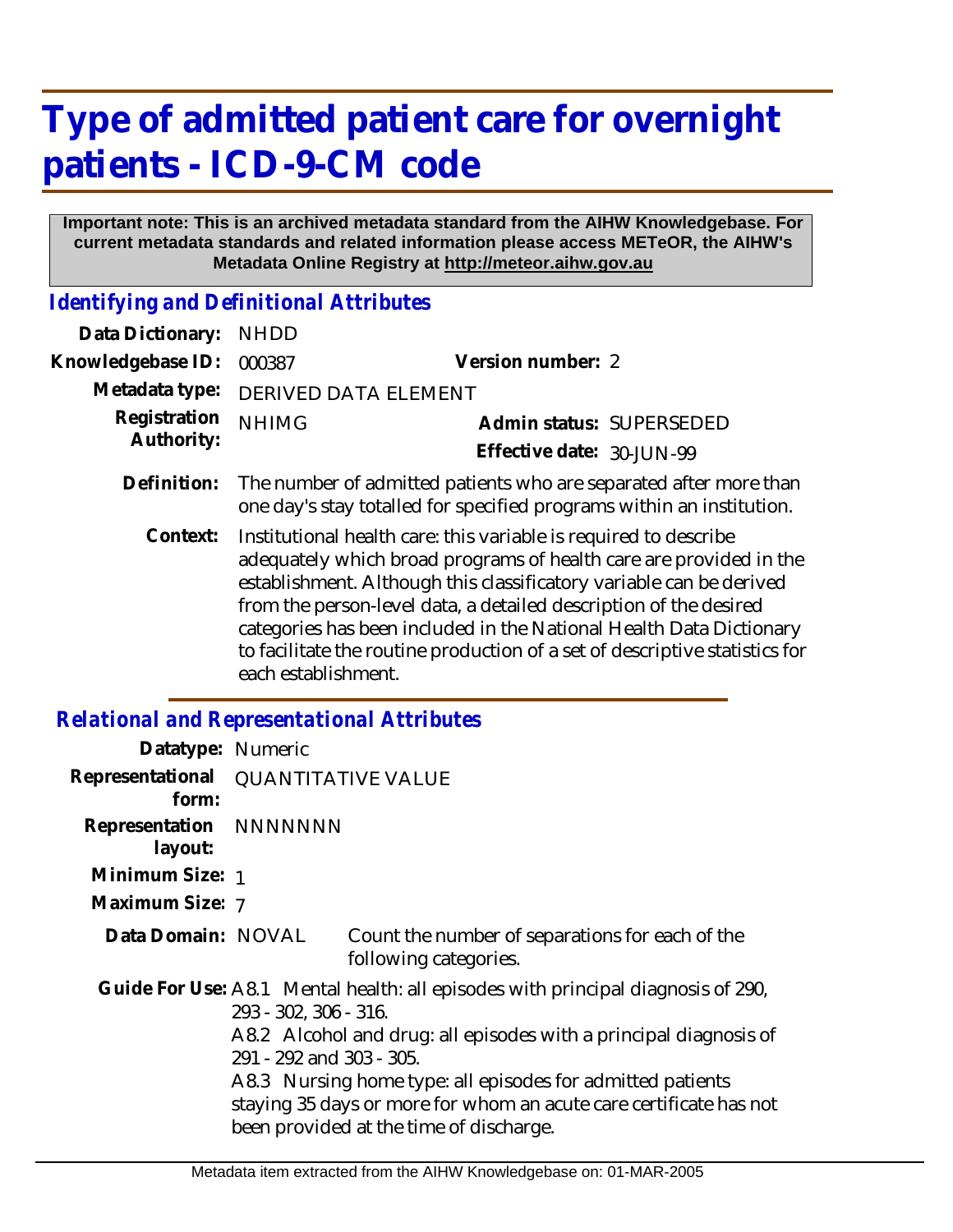# Type of admitted patient care for overnight patients - ICD-9-CM code

**Important note: This is an archived metadata standard from the AIHW Knowledgebase. For current metadata standards and related information please access METeOR, the AIHW's Metadata Online Registry at http://meteor.aihw.gov.au**

## *Identifying and Definitional Attributes*

**Data Dictionary:** NHDD

**Knowledgebase ID:** 000387 **Version number:** 2

**Metadata type:** DERIVED DATA ELEMENT

**Registration Authority:** NHIMG **Admin status:** SUPERSEDED

**Effective date:** 30-JUN-99

**Definition:** The number of admitted patients who are separated after more than one day's stay totalled for specified programs within an institution.

**Context:** Institutional health care: this variable is required to describe adequately which broad programs of health care are provided in the establishment. Although this classificatory variable can be derived from the person-level data, a detailed description of the desired categories has been included in the National Health Data Dictionary to facilitate the routine production of a set of descriptive statistics for each establishment.

## *Relational and Representational Attributes*

**Datatype:** Numeric

**Representational form:** QUANTITATIVE VALUE

**Representation layout:** NNNNNNN

**Minimum Size:** 1

**Maximum Size:** 7

**Data Domain:** NOVAL Count the number of separations for each of the following categories.

**Guide For Use:** A8.1 Mental health: all episodes with principal diagnosis of 290, 293 - 302, 306 - 316.

A8.2 Alcohol and drug: all episodes with a principal diagnosis of 291 - 292 and 303 - 305.

A8.3 Nursing home type: all episodes for admitted patients staying 35 days or more for whom an acute care certificate has not been provided at the time of discharge.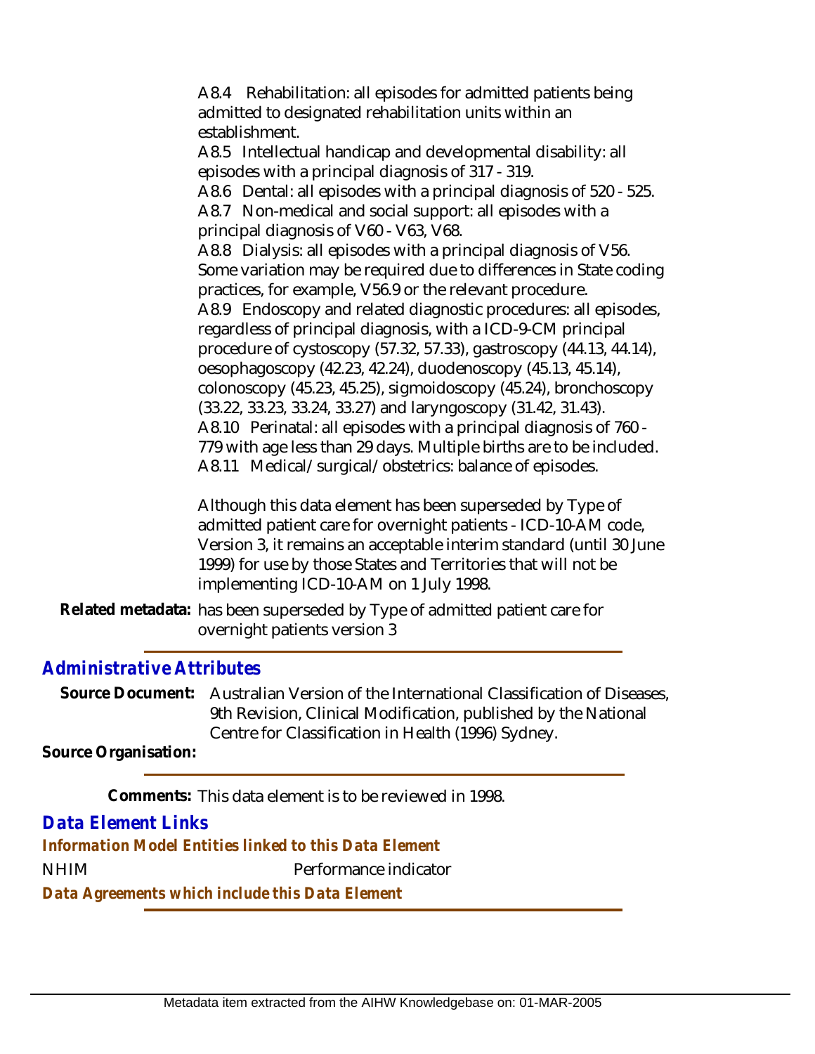A8.4 Rehabilitation: all episodes for admitted patients being admitted to designated rehabilitation units within an establishment.
A8.5 Intellectual handicap and developmental disability: all episodes with a principal diagnosis of 317 - 319.
A8.6 Dental: all episodes with a principal diagnosis of 520 - 525.
A8.7 Non-medical and social support: all episodes with a principal diagnosis of V60 - V63, V68.
A8.8 Dialysis: all episodes with a principal diagnosis of V56. Some variation may be required due to differences in State coding practices, for example, V56.9 or the relevant procedure.
A8.9 Endoscopy and related diagnostic procedures: all episodes, regardless of principal diagnosis, with a ICD-9-CM principal procedure of cystoscopy (57.32, 57.33), gastroscopy (44.13, 44.14), oesophagoscopy (42.23, 42.24), duodenoscopy (45.13, 45.14), colonoscopy (45.23, 45.25), sigmoidoscopy (45.24), bronchoscopy (33.22, 33.23, 33.24, 33.27) and laryngoscopy (31.42, 31.43).
A8.10 Perinatal: all episodes with a principal diagnosis of 760 - 779 with age less than 29 days. Multiple births are to be included.
A8.11 Medical/surgical/obstetrics: balance of episodes.

Although this data element has been superseded by Type of admitted patient care for overnight patients - ICD-10-AM code, Version 3, it remains an acceptable interim standard (until 30 June 1999) for use by those States and Territories that will not be implementing ICD-10-AM on 1 July 1998.

**Related metadata:** has been superseded by Type of admitted patient care for overnight patients version 3

## Administrative Attributes

**Source Document:** Australian Version of the International Classification of Diseases, 9th Revision, Clinical Modification, published by the National Centre for Classification in Health (1996) Sydney.

**Source Organisation:**

**Comments:** This data element is to be reviewed in 1998.

## Data Element Links

### Information Model Entities linked to this Data Element

NHIM Performance indicator

### Data Agreements which include this Data Element

Metadata item extracted from the AIHW Knowledgebase on: 01-MAR-2005